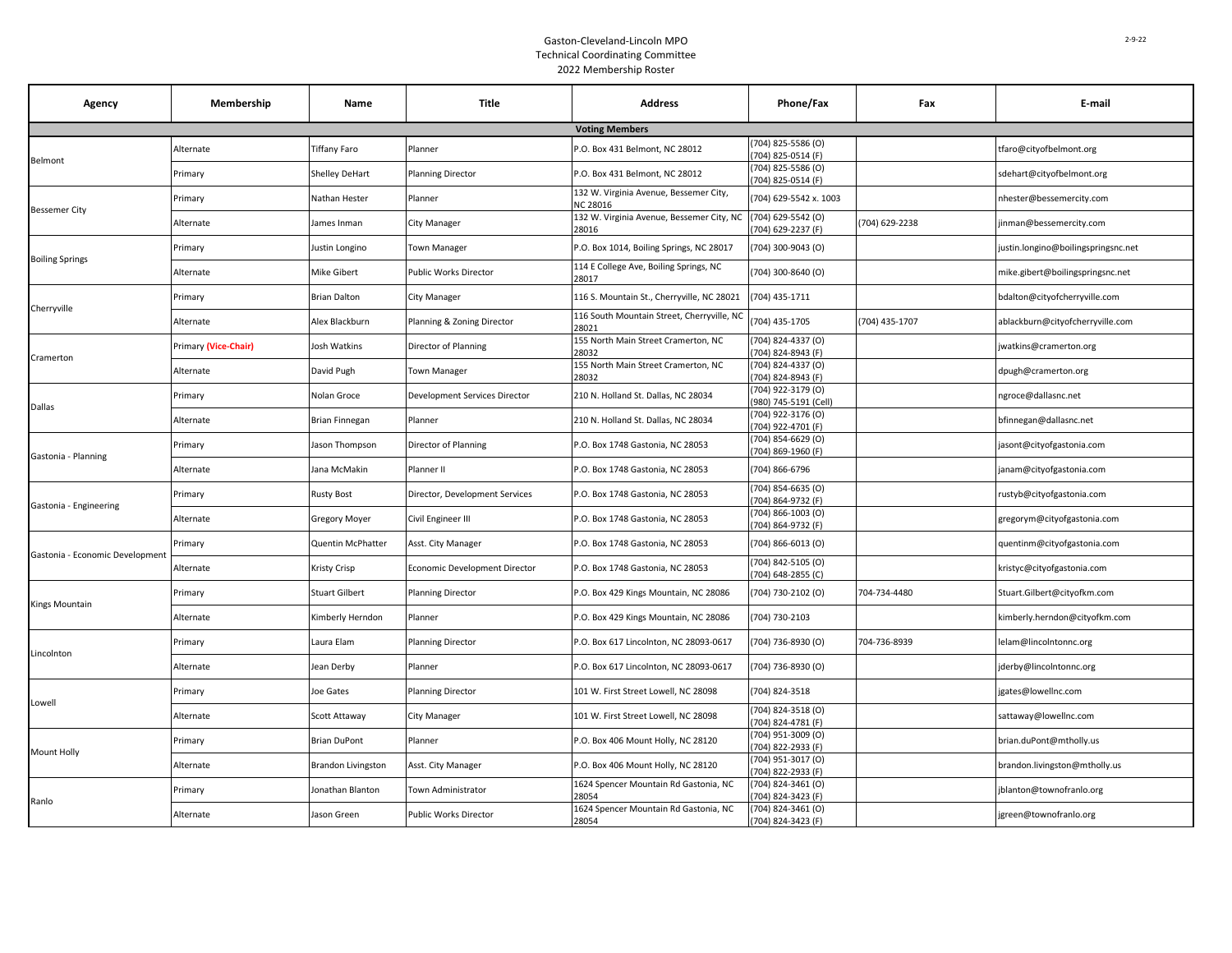# Gaston-Cleveland-Lincoln MPO
## Technical Coordinating Committee
## 2022 Membership Roster

| Agency | Membership | Name | Title | Address | Phone/Fax | Fax | E-mail |
|---|---|---|---|---|---|---|---|
| **Voting Members** | | | | | | | |
| Belmont | Alternate | Tiffany Faro | Planner | P.O. Box 431 Belmont, NC 28012 | (704) 825-5586 (O) (704) 825-0514 (F) | | tfaro@cityofbelmont.org |
| | Primary | Shelley DeHart | Planning Director | P.O. Box 431 Belmont, NC 28012 | (704) 825-5586 (O) (704) 825-0514 (F) | | sdehart@cityofbelmont.org |
| Bessemer City | Primary | Nathan Hester | Planner | 132 W. Virginia Avenue, Bessemer City, NC 28016 | (704) 629-5542 x. 1003 | | nhester@bessemercity.com |
| | Alternate | James Inman | City Manager | 132 W. Virginia Avenue, Bessemer City, NC 28016 | (704) 629-5542 (O) (704) 629-2237 (F) | (704) 629-2238 | jinman@bessemercity.com |
| Boiling Springs | Primary | Justin Longino | Town Manager | P.O. Box 1014, Boiling Springs, NC 28017 | (704) 300-9043 (O) | | justin.longino@boilingspringsnc.net |
| | Alternate | Mike Gibert | Public Works Director | 114 E College Ave, Boiling Springs, NC 28017 | (704) 300-8640 (O) | | mike.gibert@boilingspringsnc.net |
| Cherryville | Primary | Brian Dalton | City Manager | 116 S. Mountain St., Cherryville, NC 28021 | (704) 435-1711 | | bdalton@cityofcherryville.com |
| | Alternate | Alex Blackburn | Planning & Zoning Director | 116 South Mountain Street, Cherryville, NC 28021 | (704) 435-1705 | (704) 435-1707 | ablackburn@cityofcherryville.com |
| Cramerton | Primary **(Vice-Chair)** | Josh Watkins | Director of Planning | 155 North Main Street Cramerton, NC 28032 | (704) 824-4337 (O) (704) 824-8943 (F) | | jwatkins@cramerton.org |
| | Alternate | David Pugh | Town Manager | 155 North Main Street Cramerton, NC 28032 | (704) 824-4337 (O) (704) 824-8943 (F) | | dpugh@cramerton.org |
| Dallas | Primary | Nolan Groce | Development Services Director | 210 N. Holland St. Dallas, NC 28034 | (704) 922-3179 (O) (980) 745-5191 (Cell) | | ngroce@dallasnc.net |
| | Alternate | Brian Finnegan | Planner | 210 N. Holland St. Dallas, NC 28034 | (704) 922-3176 (O) (704) 922-4701 (F) | | bfinnegan@dallasnc.net |
| Gastonia - Planning | Primary | Jason Thompson | Director of Planning | P.O. Box 1748 Gastonia, NC 28053 | (704) 854-6629 (O) (704) 869-1960 (F) | | jasont@cityofgastonia.com |
| | Alternate | Jana McMakin | Planner II | P.O. Box 1748 Gastonia, NC 28053 | (704) 866-6796 | | janam@cityofgastonia.com |
| Gastonia - Engineering | Primary | Rusty Bost | Director, Development Services | P.O. Box 1748 Gastonia, NC 28053 | (704) 854-6635 (O) (704) 864-9732 (F) | | rustyb@cityofgastonia.com |
| | Alternate | Gregory Moyer | Civil Engineer III | P.O. Box 1748 Gastonia, NC 28053 | (704) 866-1003 (O) (704) 864-9732 (F) | | gregorym@cityofgastonia.com |
| Gastonia - Economic Development | Primary | Quentin McPhatter | Asst. City Manager | P.O. Box 1748 Gastonia, NC 28053 | (704) 866-6013 (O) | | quentinm@cityofgastonia.com |
| | Alternate | Kristy Crisp | Economic Development Director | P.O. Box 1748 Gastonia, NC 28053 | (704) 842-5105 (O) (704) 648-2855 (C) | | kristyc@cityofgastonia.com |
| Kings Mountain | Primary | Stuart Gilbert | Planning Director | P.O. Box 429 Kings Mountain, NC 28086 | (704) 730-2102 (O) | 704-734-4480 | Stuart.Gilbert@cityofkm.com |
| | Alternate | Kimberly Herndon | Planner | P.O. Box 429 Kings Mountain, NC 28086 | (704) 730-2103 | | kimberly.herndon@cityofkm.com |
| Lincolnton | Primary | Laura Elam | Planning Director | P.O. Box 617 Lincolnton, NC 28093-0617 | (704) 736-8930 (O) | 704-736-8939 | lelam@lincolntonnc.org |
| | Alternate | Jean Derby | Planner | P.O. Box 617 Lincolnton, NC 28093-0617 | (704) 736-8930 (O) | | jderby@lincolntonnc.org |
| Lowell | Primary | Joe Gates | Planning Director | 101 W. First Street Lowell, NC 28098 | (704) 824-3518 | | jgates@lowellnc.com |
| | Alternate | Scott Attaway | City Manager | 101 W. First Street Lowell, NC 28098 | (704) 824-3518 (O) (704) 824-4781 (F) | | sattaway@lowellnc.com |
| Mount Holly | Primary | Brian DuPont | Planner | P.O. Box 406 Mount Holly, NC 28120 | (704) 951-3009 (O) (704) 822-2933 (F) | | brian.duPont@mtholly.us |
| | Alternate | Brandon Livingston | Asst. City Manager | P.O. Box 406 Mount Holly, NC 28120 | (704) 951-3017 (O) (704) 822-2933 (F) | | brandon.livingston@mtholly.us |
| Ranlo | Primary | Jonathan Blanton | Town Administrator | 1624 Spencer Mountain Rd Gastonia, NC 28054 | (704) 824-3461 (O) (704) 824-3423 (F) | | jblanton@townofranlo.org |
| | Alternate | Jason Green | Public Works Director | 1624 Spencer Mountain Rd Gastonia, NC 28054 | (704) 824-3461 (O) (704) 824-3423 (F) | | jgreen@townofranlo.org |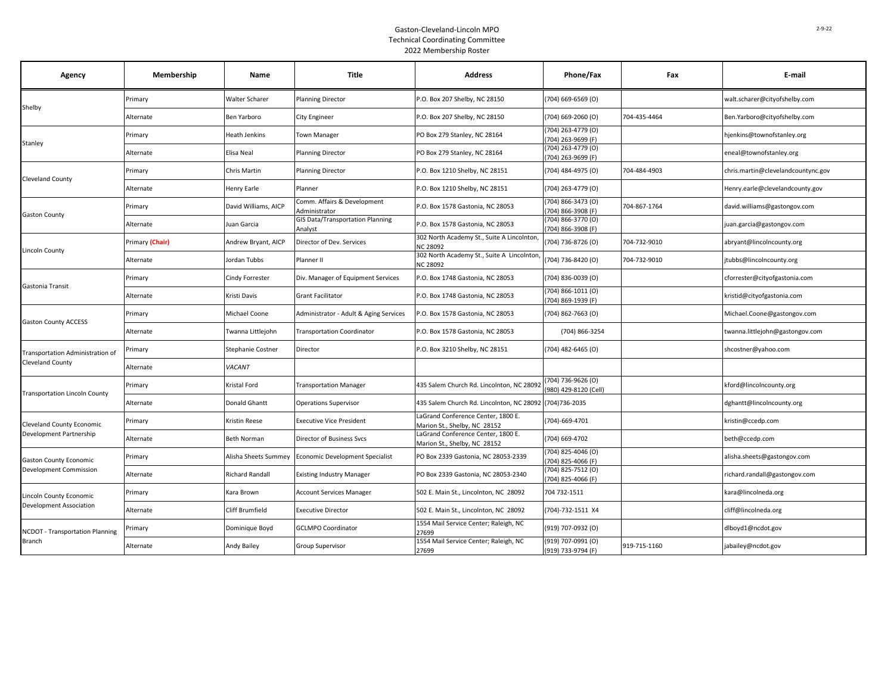Gaston-Cleveland-Lincoln MPO
Technical Coordinating Committee
2022 Membership Roster

| Agency | Membership | Name | Title | Address | Phone/Fax | Fax | E-mail |
|---|---|---|---|---|---|---|---|
| Shelby | Primary | Walter Scharer | Planning Director | P.O. Box 207 Shelby, NC 28150 | (704) 669-6569 (O) | | walt.scharer@cityofshelby.com |
| | Alternate | Ben Yarboro | City Engineer | P.O. Box 207 Shelby, NC 28150 | (704) 669-2060 (O) | 704-435-4464 | Ben.Yarboro@cityofshelby.com |
| Stanley | Primary | Heath Jenkins | Town Manager | PO Box 279 Stanley, NC 28164 | (704) 263-4779 (O) (704) 263-9699 (F) | | hjenkins@townofstanley.org |
| | Alternate | Elisa Neal | Planning Director | PO Box 279 Stanley, NC 28164 | (704) 263-4779 (O) (704) 263-9699 (F) | | eneal@townofstanley.org |
| Cleveland County | Primary | Chris Martin | Planning Director | P.O. Box 1210 Shelby, NC 28151 | (704) 484-4975 (O) | 704-484-4903 | chris.martin@clevelandcountync.gov |
| | Alternate | Henry Earle | Planner | P.O. Box 1210 Shelby, NC 28151 | (704) 263-4779 (O) | | Henry.earle@clevelandcounty.gov |
| Gaston County | Primary | David Williams, AICP | Comm. Affairs & Development Administrator | P.O. Box 1578 Gastonia, NC 28053 | (704) 866-3473 (O) (704) 866-3908 (F) | 704-867-1764 | david.williams@gastongov.com |
| | Alternate | Juan Garcia | GIS Data/Transportation Planning Analyst | P.O. Box 1578 Gastonia, NC 28053 | (704) 866-3770 (O) (704) 866-3908 (F) | | juan.garcia@gastongov.com |
| Lincoln County | Primary (Chair) | Andrew Bryant, AICP | Director of Dev. Services | 302 North Academy St., Suite A Lincolnton, NC 28092 | (704) 736-8726 (O) | 704-732-9010 | abryant@lincolncounty.org |
| | Alternate | Jordan Tubbs | Planner II | 302 North Academy St., Suite A Lincolnton, NC 28092 | (704) 736-8420 (O) | 704-732-9010 | jtubbs@lincolncounty.org |
| Gastonia Transit | Primary | Cindy Forrester | Div. Manager of Equipment Services | P.O. Box 1748 Gastonia, NC 28053 | (704) 836-0039 (O) | | cforrester@cityofgastonia.com |
| | Alternate | Kristi Davis | Grant Facilitator | P.O. Box 1748 Gastonia, NC 28053 | (704) 866-1011 (O) (704) 869-1939 (F) | | kristid@cityofgastonia.com |
| Gaston County ACCESS | Primary | Michael Coone | Administrator - Adult & Aging Services | P.O. Box 1578 Gastonia, NC 28053 | (704) 862-7663 (O) | | Michael.Coone@gastongov.com |
| | Alternate | Twanna Littlejohn | Transportation Coordinator | P.O. Box 1578 Gastonia, NC 28053 | (704) 866-3254 | | twanna.littlejohn@gastongov.com |
| Transportation Administration of Cleveland County | Primary | Stephanie Costner | Director | P.O. Box 3210 Shelby, NC 28151 | (704) 482-6465 (O) | | shcostner@yahoo.com |
| | Alternate | *VACANT* | | | | | |
| Transportation Lincoln County | Primary | Kristal Ford | Transportation Manager | 435 Salem Church Rd. Lincolnton, NC 28092 | (704) 736-9626 (O) (980) 429-8120 (Cell) | | kford@lincolncounty.org |
| | Alternate | Donald Ghantt | Operations Supervisor | 435 Salem Church Rd. Lincolnton, NC 28092 | (704)736-2035 | | dghantt@lincolncounty.org |
| Cleveland County Economic Development Partnership | Primary | Kristin Reese | Executive Vice President | LaGrand Conference Center, 1800 E. Marion St., Shelby, NC 28152 | (704)-669-4701 | | kristin@ccedp.com |
| | Alternate | Beth Norman | Director of Business Svcs | LaGrand Conference Center, 1800 E. Marion St., Shelby, NC 28152 | (704) 669-4702 | | beth@ccedp.com |
| Gaston County Economic Development Commission | Primary | Alisha Sheets Summey | Economic Development Specialist | PO Box 2339 Gastonia, NC 28053-2339 | (704) 825-4046 (O) (704) 825-4066 (F) | | alisha.sheets@gastongov.com |
| | Alternate | Richard Randall | Existing Industry Manager | PO Box 2339 Gastonia, NC 28053-2340 | (704) 825-7512 (O) (704) 825-4066 (F) | | richard.randall@gastongov.com |
| Lincoln County Economic Development Association | Primary | Kara Brown | Account Services Manager | 502 E. Main St., Lincolnton, NC 28092 | 704 732-1511 | | kara@lincolneda.org |
| | Alternate | Cliff Brumfield | Executive Director | 502 E. Main St., Lincolnton, NC 28092 | (704)-732-1511 X4 | | cliff@lincolneda.org |
| NCDOT - Transportation Planning Branch | Primary | Dominique Boyd | GCLMPO Coordinator | 1554 Mail Service Center; Raleigh, NC 27699 | (919) 707-0932 (O) | | dlboyd1@ncdot.gov |
| | Alternate | Andy Bailey | Group Supervisor | 1554 Mail Service Center; Raleigh, NC 27699 | (919) 707-0991 (O) (919) 733-9794 (F) | 919-715-1160 | jabailey@ncdot.gov |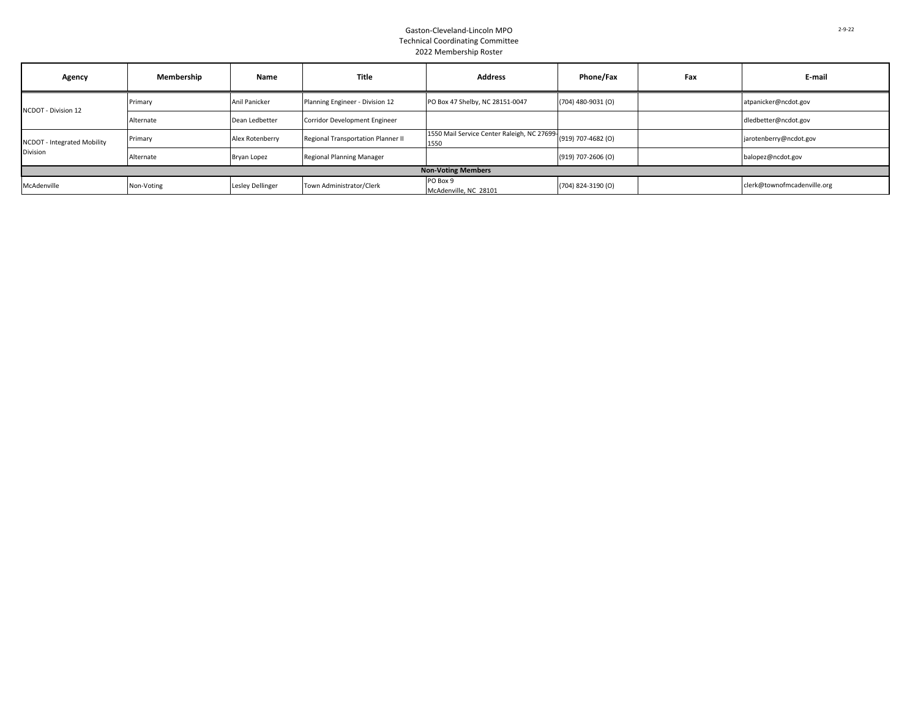Gaston-Cleveland-Lincoln MPO
Technical Coordinating Committee
2022 Membership Roster

| Agency | Membership | Name | Title | Address | Phone/Fax | Fax | E-mail |
|---|---|---|---|---|---|---|---|
| NCDOT - Division 12 | Primary | Anil Panicker | Planning Engineer - Division 12 | PO Box 47 Shelby, NC 28151-0047 | (704) 480-9031 (O) | | atpanicker@ncdot.gov |
| | Alternate | Dean Ledbetter | Corridor Development Engineer | | | | dledbetter@ncdot.gov |
| NCDOT - Integrated Mobility Division | Primary | Alex Rotenberry | Regional Transportation Planner II | 1550 Mail Service Center Raleigh, NC 27699-1550 | (919) 707-4682 (O) | | jarotenberry@ncdot.gov |
| | Alternate | Bryan Lopez | Regional Planning Manager | | (919) 707-2606 (O) | | balopez@ncdot.gov |
| **Non-Voting Members** | | | | | | | |
| McAdenville | Non-Voting | Lesley Dellinger | Town Administrator/Clerk | PO Box 9 McAdenville, NC 28101 | (704) 824-3190 (O) | | clerk@townofmcadenville.org |